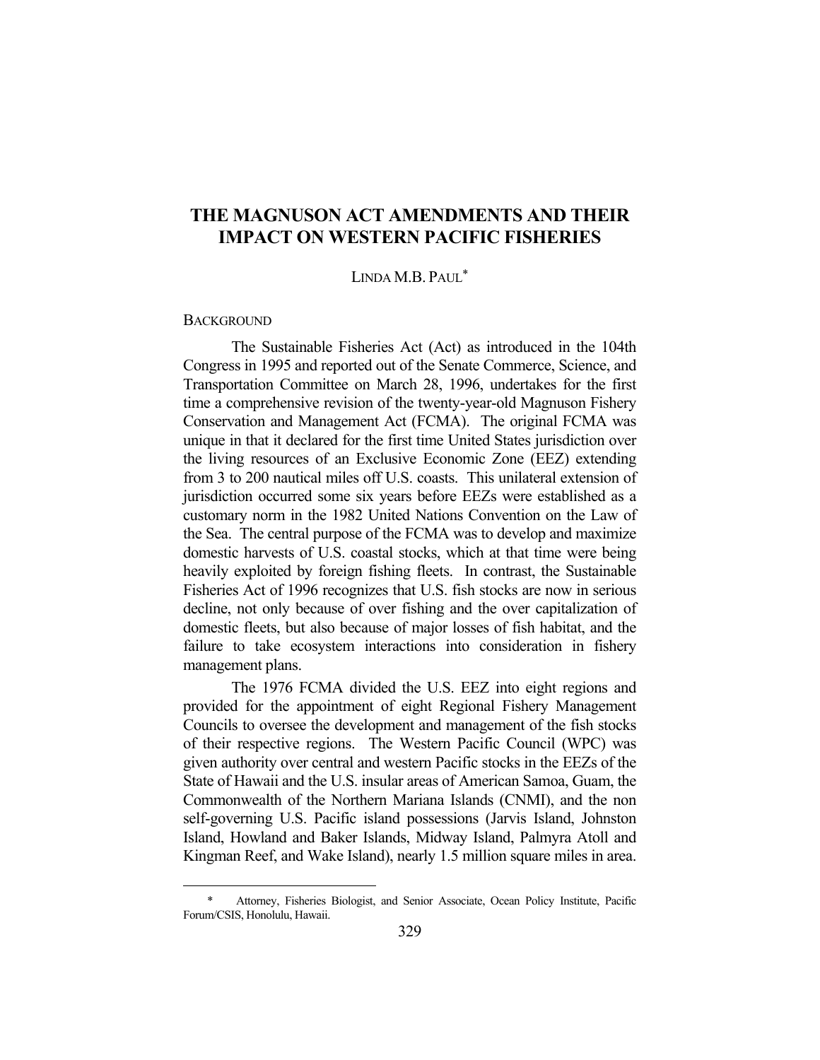# THE MAGNUSON ACT AMENDMENTS AND THEIR IMPACT ON WESTERN PACIFIC FISHERIES

LINDA M.B. PAUL*

## BACKGROUND

The Sustainable Fisheries Act (Act) as introduced in the 104th Congress in 1995 and reported out of the Senate Commerce, Science, and Transportation Committee on March 28, 1996, undertakes for the first time a comprehensive revision of the twenty-year-old Magnuson Fishery Conservation and Management Act (FCMA). The original FCMA was unique in that it declared for the first time United States jurisdiction over the living resources of an Exclusive Economic Zone (EEZ) extending from 3 to 200 nautical miles off U.S. coasts. This unilateral extension of jurisdiction occurred some six years before EEZs were established as a customary norm in the 1982 United Nations Convention on the Law of the Sea. The central purpose of the FCMA was to develop and maximize domestic harvests of U.S. coastal stocks, which at that time were being heavily exploited by foreign fishing fleets. In contrast, the Sustainable Fisheries Act of 1996 recognizes that U.S. fish stocks are now in serious decline, not only because of over fishing and the over capitalization of domestic fleets, but also because of major losses of fish habitat, and the failure to take ecosystem interactions into consideration in fishery management plans.

The 1976 FCMA divided the U.S. EEZ into eight regions and provided for the appointment of eight Regional Fishery Management Councils to oversee the development and management of the fish stocks of their respective regions. The Western Pacific Council (WPC) was given authority over central and western Pacific stocks in the EEZs of the State of Hawaii and the U.S. insular areas of American Samoa, Guam, the Commonwealth of the Northern Mariana Islands (CNMI), and the non self-governing U.S. Pacific island possessions (Jarvis Island, Johnston Island, Howland and Baker Islands, Midway Island, Palmyra Atoll and Kingman Reef, and Wake Island), nearly 1.5 million square miles in area.

---

\* Attorney, Fisheries Biologist, and Senior Associate, Ocean Policy Institute, Pacific Forum/CSIS, Honolulu, Hawaii.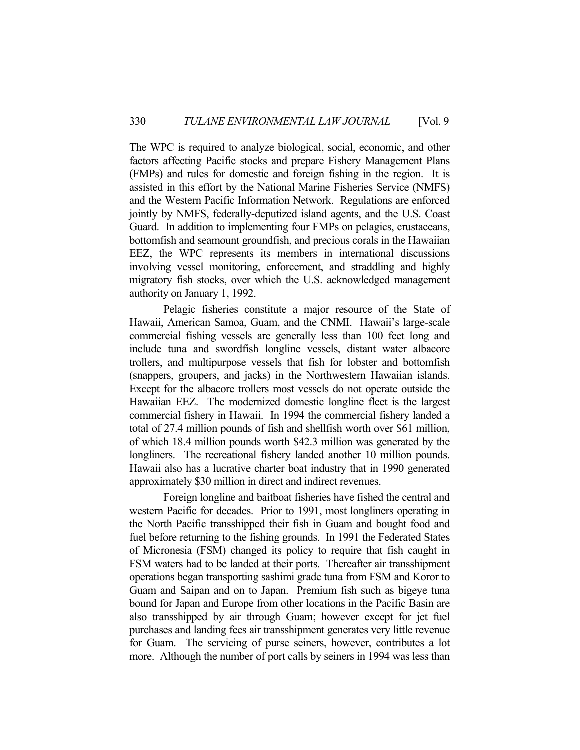The WPC is required to analyze biological, social, economic, and other factors affecting Pacific stocks and prepare Fishery Management Plans (FMPs) and rules for domestic and foreign fishing in the region. It is assisted in this effort by the National Marine Fisheries Service (NMFS) and the Western Pacific Information Network. Regulations are enforced jointly by NMFS, federally-deputized island agents, and the U.S. Coast Guard. In addition to implementing four FMPs on pelagics, crustaceans, bottomfish and seamount groundfish, and precious corals in the Hawaiian EEZ, the WPC represents its members in international discussions involving vessel monitoring, enforcement, and straddling and highly migratory fish stocks, over which the U.S. acknowledged management authority on January 1, 1992.

Pelagic fisheries constitute a major resource of the State of Hawaii, American Samoa, Guam, and the CNMI. Hawaii's large-scale commercial fishing vessels are generally less than 100 feet long and include tuna and swordfish longline vessels, distant water albacore trollers, and multipurpose vessels that fish for lobster and bottomfish (snappers, groupers, and jacks) in the Northwestern Hawaiian islands. Except for the albacore trollers most vessels do not operate outside the Hawaiian EEZ. The modernized domestic longline fleet is the largest commercial fishery in Hawaii. In 1994 the commercial fishery landed a total of 27.4 million pounds of fish and shellfish worth over $61 million, of which 18.4 million pounds worth $42.3 million was generated by the longliners. The recreational fishery landed another 10 million pounds. Hawaii also has a lucrative charter boat industry that in 1990 generated approximately $30 million in direct and indirect revenues.

Foreign longline and baitboat fisheries have fished the central and western Pacific for decades. Prior to 1991, most longliners operating in the North Pacific transshipped their fish in Guam and bought food and fuel before returning to the fishing grounds. In 1991 the Federated States of Micronesia (FSM) changed its policy to require that fish caught in FSM waters had to be landed at their ports. Thereafter air transshipment operations began transporting sashimi grade tuna from FSM and Koror to Guam and Saipan and on to Japan. Premium fish such as bigeye tuna bound for Japan and Europe from other locations in the Pacific Basin are also transshipped by air through Guam; however except for jet fuel purchases and landing fees air transshipment generates very little revenue for Guam. The servicing of purse seiners, however, contributes a lot more. Although the number of port calls by seiners in 1994 was less than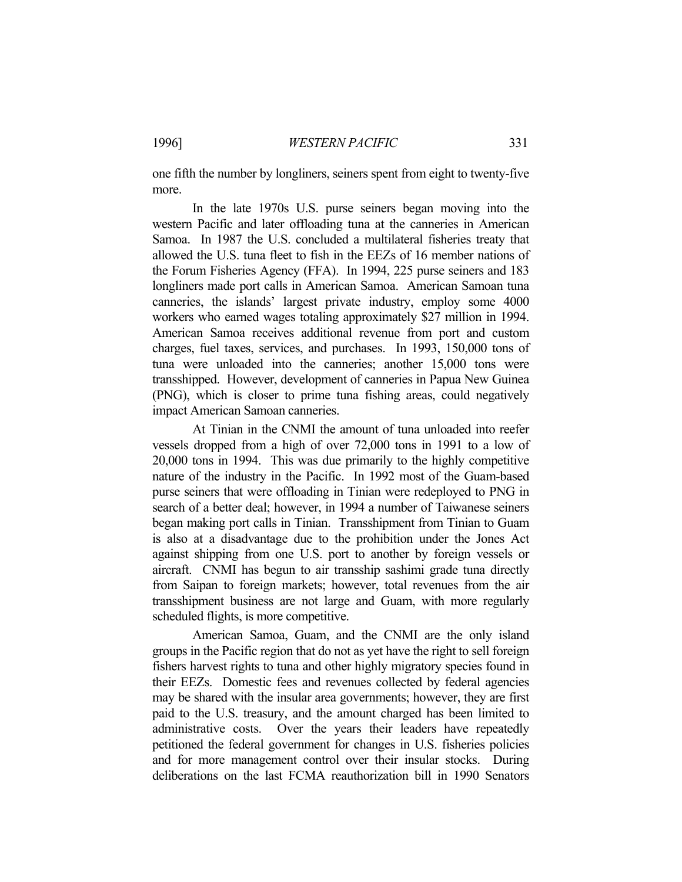one fifth the number by longliners, seiners spent from eight to twenty-five more.

In the late 1970s U.S. purse seiners began moving into the western Pacific and later offloading tuna at the canneries in American Samoa. In 1987 the U.S. concluded a multilateral fisheries treaty that allowed the U.S. tuna fleet to fish in the EEZs of 16 member nations of the Forum Fisheries Agency (FFA). In 1994, 225 purse seiners and 183 longliners made port calls in American Samoa. American Samoan tuna canneries, the islands' largest private industry, employ some 4000 workers who earned wages totaling approximately $27 million in 1994. American Samoa receives additional revenue from port and custom charges, fuel taxes, services, and purchases. In 1993, 150,000 tons of tuna were unloaded into the canneries; another 15,000 tons were transshipped. However, development of canneries in Papua New Guinea (PNG), which is closer to prime tuna fishing areas, could negatively impact American Samoan canneries.

At Tinian in the CNMI the amount of tuna unloaded into reefer vessels dropped from a high of over 72,000 tons in 1991 to a low of 20,000 tons in 1994. This was due primarily to the highly competitive nature of the industry in the Pacific. In 1992 most of the Guam-based purse seiners that were offloading in Tinian were redeployed to PNG in search of a better deal; however, in 1994 a number of Taiwanese seiners began making port calls in Tinian. Transshipment from Tinian to Guam is also at a disadvantage due to the prohibition under the Jones Act against shipping from one U.S. port to another by foreign vessels or aircraft. CNMI has begun to air transship sashimi grade tuna directly from Saipan to foreign markets; however, total revenues from the air transshipment business are not large and Guam, with more regularly scheduled flights, is more competitive.

American Samoa, Guam, and the CNMI are the only island groups in the Pacific region that do not as yet have the right to sell foreign fishers harvest rights to tuna and other highly migratory species found in their EEZs. Domestic fees and revenues collected by federal agencies may be shared with the insular area governments; however, they are first paid to the U.S. treasury, and the amount charged has been limited to administrative costs. Over the years their leaders have repeatedly petitioned the federal government for changes in U.S. fisheries policies and for more management control over their insular stocks. During deliberations on the last FCMA reauthorization bill in 1990 Senators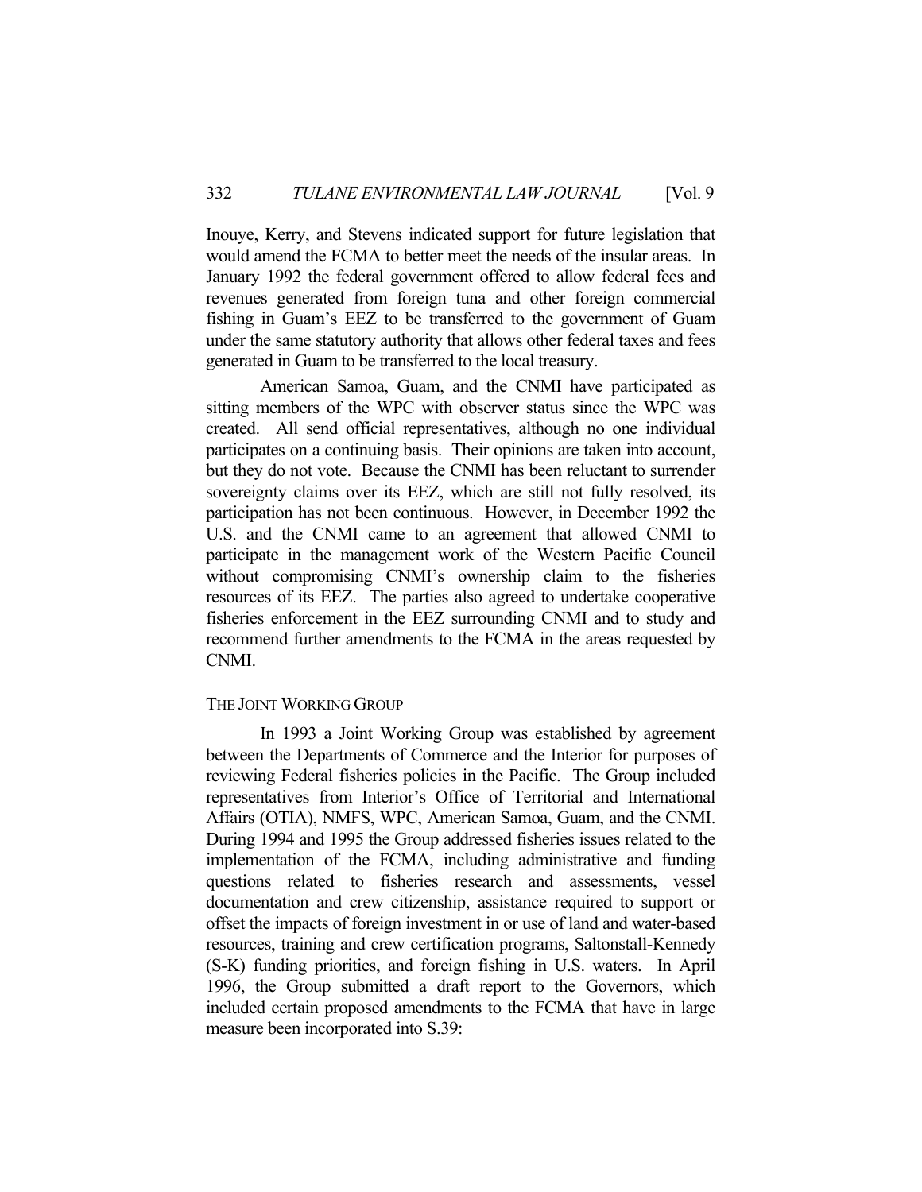Inouye, Kerry, and Stevens indicated support for future legislation that would amend the FCMA to better meet the needs of the insular areas. In January 1992 the federal government offered to allow federal fees and revenues generated from foreign tuna and other foreign commercial fishing in Guam's EEZ to be transferred to the government of Guam under the same statutory authority that allows other federal taxes and fees generated in Guam to be transferred to the local treasury.

American Samoa, Guam, and the CNMI have participated as sitting members of the WPC with observer status since the WPC was created. All send official representatives, although no one individual participates on a continuing basis. Their opinions are taken into account, but they do not vote. Because the CNMI has been reluctant to surrender sovereignty claims over its EEZ, which are still not fully resolved, its participation has not been continuous. However, in December 1992 the U.S. and the CNMI came to an agreement that allowed CNMI to participate in the management work of the Western Pacific Council without compromising CNMI's ownership claim to the fisheries resources of its EEZ. The parties also agreed to undertake cooperative fisheries enforcement in the EEZ surrounding CNMI and to study and recommend further amendments to the FCMA in the areas requested by CNMI.

## THE JOINT WORKING GROUP

In 1993 a Joint Working Group was established by agreement between the Departments of Commerce and the Interior for purposes of reviewing Federal fisheries policies in the Pacific. The Group included representatives from Interior's Office of Territorial and International Affairs (OTIA), NMFS, WPC, American Samoa, Guam, and the CNMI. During 1994 and 1995 the Group addressed fisheries issues related to the implementation of the FCMA, including administrative and funding questions related to fisheries research and assessments, vessel documentation and crew citizenship, assistance required to support or offset the impacts of foreign investment in or use of land and water-based resources, training and crew certification programs, Saltonstall-Kennedy (S-K) funding priorities, and foreign fishing in U.S. waters. In April 1996, the Group submitted a draft report to the Governors, which included certain proposed amendments to the FCMA that have in large measure been incorporated into S.39: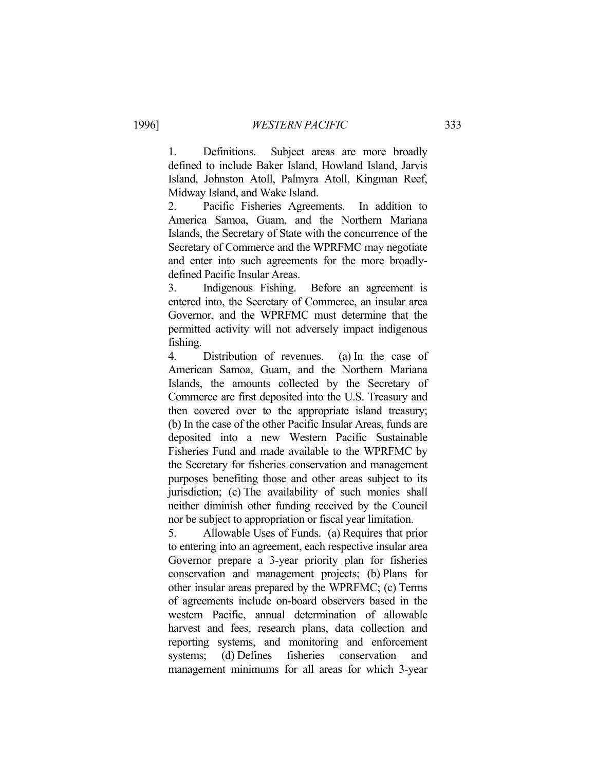1. Definitions. Subject areas are more broadly defined to include Baker Island, Howland Island, Jarvis Island, Johnston Atoll, Palmyra Atoll, Kingman Reef, Midway Island, and Wake Island.
2. Pacific Fisheries Agreements. In addition to America Samoa, Guam, and the Northern Mariana Islands, the Secretary of State with the concurrence of the Secretary of Commerce and the WPRFMC may negotiate and enter into such agreements for the more broadly-defined Pacific Insular Areas.
3. Indigenous Fishing. Before an agreement is entered into, the Secretary of Commerce, an insular area Governor, and the WPRFMC must determine that the permitted activity will not adversely impact indigenous fishing.
4. Distribution of revenues. (a) In the case of American Samoa, Guam, and the Northern Mariana Islands, the amounts collected by the Secretary of Commerce are first deposited into the U.S. Treasury and then covered over to the appropriate island treasury; (b) In the case of the other Pacific Insular Areas, funds are deposited into a new Western Pacific Sustainable Fisheries Fund and made available to the WPRFMC by the Secretary for fisheries conservation and management purposes benefiting those and other areas subject to its jurisdiction; (c) The availability of such monies shall neither diminish other funding received by the Council nor be subject to appropriation or fiscal year limitation.
5. Allowable Uses of Funds. (a) Requires that prior to entering into an agreement, each respective insular area Governor prepare a 3-year priority plan for fisheries conservation and management projects; (b) Plans for other insular areas prepared by the WPRFMC; (c) Terms of agreements include on-board observers based in the western Pacific, annual determination of allowable harvest and fees, research plans, data collection and reporting systems, and monitoring and enforcement systems; (d) Defines fisheries conservation and management minimums for all areas for which 3-year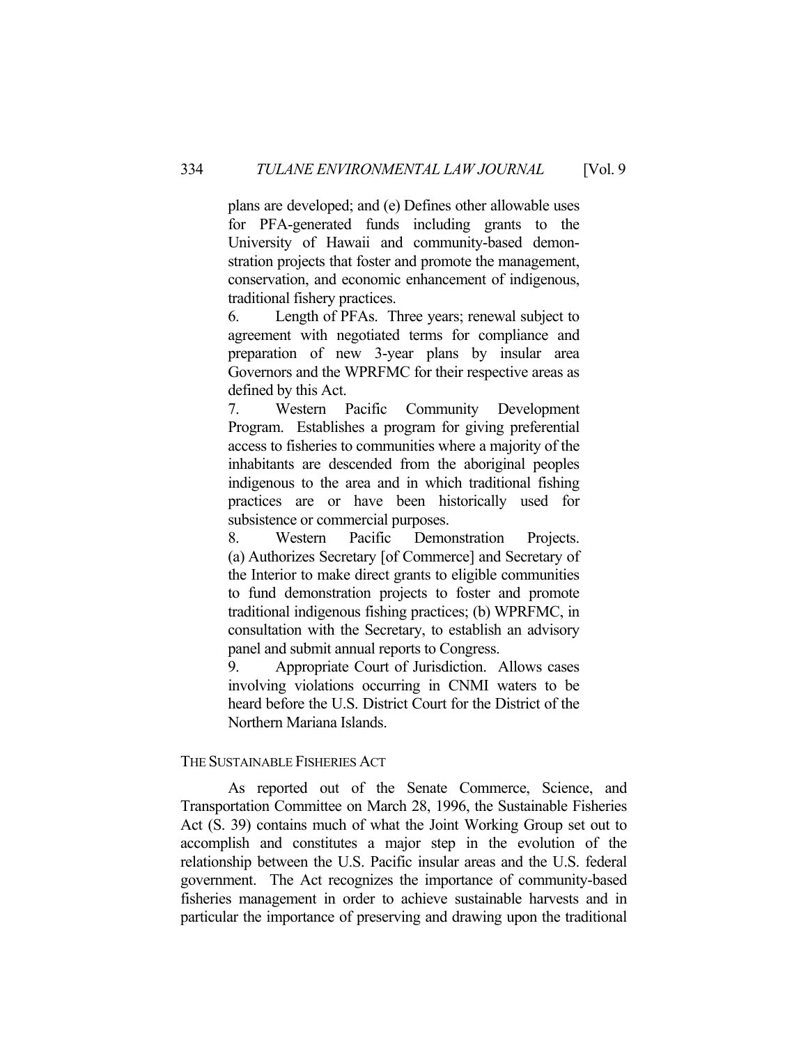plans are developed; and (e) Defines other allowable uses for PFA-generated funds including grants to the University of Hawaii and community-based demonstration projects that foster and promote the management, conservation, and economic enhancement of indigenous, traditional fishery practices.

6. Length of PFAs. Three years; renewal subject to agreement with negotiated terms for compliance and preparation of new 3-year plans by insular area Governors and the WPRFMC for their respective areas as defined by this Act.

7. Western Pacific Community Development Program. Establishes a program for giving preferential access to fisheries to communities where a majority of the inhabitants are descended from the aboriginal peoples indigenous to the area and in which traditional fishing practices are or have been historically used for subsistence or commercial purposes.

8. Western Pacific Demonstration Projects. (a) Authorizes Secretary [of Commerce] and Secretary of the Interior to make direct grants to eligible communities to fund demonstration projects to foster and promote traditional indigenous fishing practices; (b) WPRFMC, in consultation with the Secretary, to establish an advisory panel and submit annual reports to Congress.

9. Appropriate Court of Jurisdiction. Allows cases involving violations occurring in CNMI waters to be heard before the U.S. District Court for the District of the Northern Mariana Islands.

## THE SUSTAINABLE FISHERIES ACT

As reported out of the Senate Commerce, Science, and Transportation Committee on March 28, 1996, the Sustainable Fisheries Act (S. 39) contains much of what the Joint Working Group set out to accomplish and constitutes a major step in the evolution of the relationship between the U.S. Pacific insular areas and the U.S. federal government. The Act recognizes the importance of community-based fisheries management in order to achieve sustainable harvests and in particular the importance of preserving and drawing upon the traditional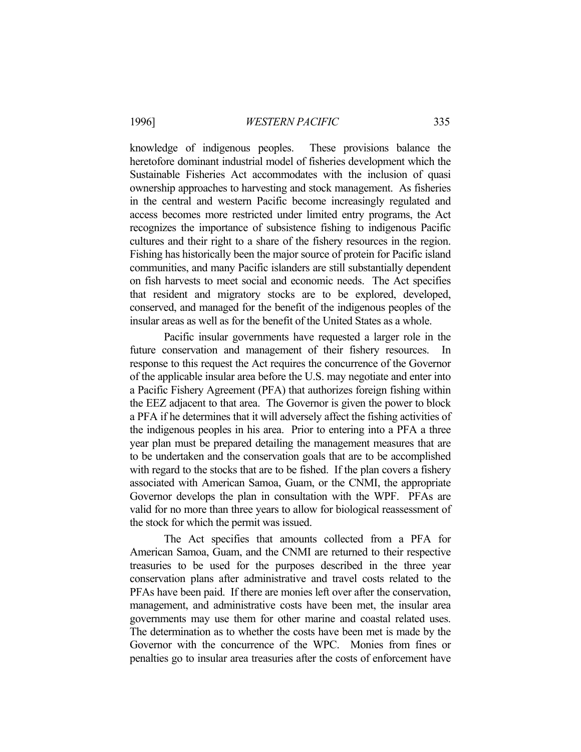knowledge of indigenous peoples. These provisions balance the heretofore dominant industrial model of fisheries development which the Sustainable Fisheries Act accommodates with the inclusion of quasi ownership approaches to harvesting and stock management. As fisheries in the central and western Pacific become increasingly regulated and access becomes more restricted under limited entry programs, the Act recognizes the importance of subsistence fishing to indigenous Pacific cultures and their right to a share of the fishery resources in the region. Fishing has historically been the major source of protein for Pacific island communities, and many Pacific islanders are still substantially dependent on fish harvests to meet social and economic needs. The Act specifies that resident and migratory stocks are to be explored, developed, conserved, and managed for the benefit of the indigenous peoples of the insular areas as well as for the benefit of the United States as a whole.

Pacific insular governments have requested a larger role in the future conservation and management of their fishery resources. In response to this request the Act requires the concurrence of the Governor of the applicable insular area before the U.S. may negotiate and enter into a Pacific Fishery Agreement (PFA) that authorizes foreign fishing within the EEZ adjacent to that area. The Governor is given the power to block a PFA if he determines that it will adversely affect the fishing activities of the indigenous peoples in his area. Prior to entering into a PFA a three year plan must be prepared detailing the management measures that are to be undertaken and the conservation goals that are to be accomplished with regard to the stocks that are to be fished. If the plan covers a fishery associated with American Samoa, Guam, or the CNMI, the appropriate Governor develops the plan in consultation with the WPF. PFAs are valid for no more than three years to allow for biological reassessment of the stock for which the permit was issued.

The Act specifies that amounts collected from a PFA for American Samoa, Guam, and the CNMI are returned to their respective treasuries to be used for the purposes described in the three year conservation plans after administrative and travel costs related to the PFAs have been paid. If there are monies left over after the conservation, management, and administrative costs have been met, the insular area governments may use them for other marine and coastal related uses. The determination as to whether the costs have been met is made by the Governor with the concurrence of the WPC. Monies from fines or penalties go to insular area treasuries after the costs of enforcement have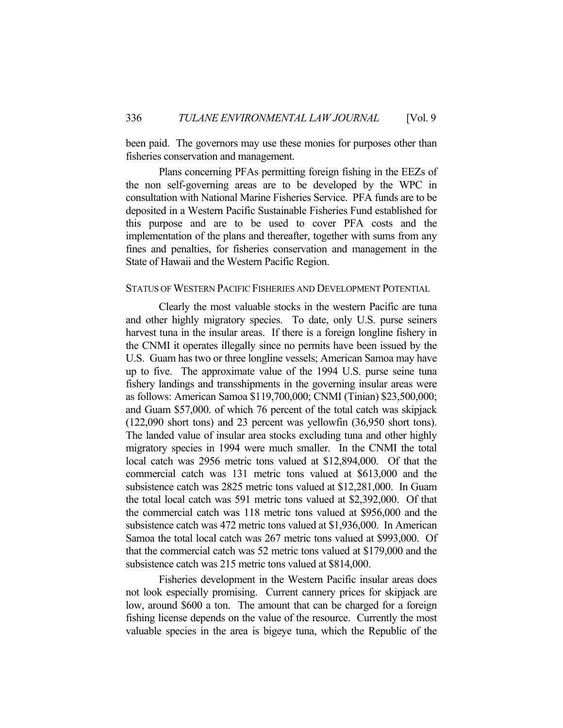been paid. The governors may use these monies for purposes other than fisheries conservation and management.

Plans concerning PFAs permitting foreign fishing in the EEZs of the non self-governing areas are to be developed by the WPC in consultation with National Marine Fisheries Service. PFA funds are to be deposited in a Western Pacific Sustainable Fisheries Fund established for this purpose and are to be used to cover PFA costs and the implementation of the plans and thereafter, together with sums from any fines and penalties, for fisheries conservation and management in the State of Hawaii and the Western Pacific Region.

## STATUS OF WESTERN PACIFIC FISHERIES AND DEVELOPMENT POTENTIAL

Clearly the most valuable stocks in the western Pacific are tuna and other highly migratory species. To date, only U.S. purse seiners harvest tuna in the insular areas. If there is a foreign longline fishery in the CNMI it operates illegally since no permits have been issued by the U.S. Guam has two or three longline vessels; American Samoa may have up to five. The approximate value of the 1994 U.S. purse seine tuna fishery landings and transshipments in the governing insular areas were as follows: American Samoa $119,700,000; CNMI (Tinian) $23,500,000; and Guam $57,000. of which 76 percent of the total catch was skipjack (122,090 short tons) and 23 percent was yellowfin (36,950 short tons). The landed value of insular area stocks excluding tuna and other highly migratory species in 1994 were much smaller. In the CNMI the total local catch was 2956 metric tons valued at $12,894,000. Of that the commercial catch was 131 metric tons valued at $613,000 and the subsistence catch was 2825 metric tons valued at $12,281,000. In Guam the total local catch was 591 metric tons valued at $2,392,000. Of that the commercial catch was 118 metric tons valued at $956,000 and the subsistence catch was 472 metric tons valued at $1,936,000. In American Samoa the total local catch was 267 metric tons valued at $993,000. Of that the commercial catch was 52 metric tons valued at $179,000 and the subsistence catch was 215 metric tons valued at $814,000.

Fisheries development in the Western Pacific insular areas does not look especially promising. Current cannery prices for skipjack are low, around $600 a ton. The amount that can be charged for a foreign fishing license depends on the value of the resource. Currently the most valuable species in the area is bigeye tuna, which the Republic of the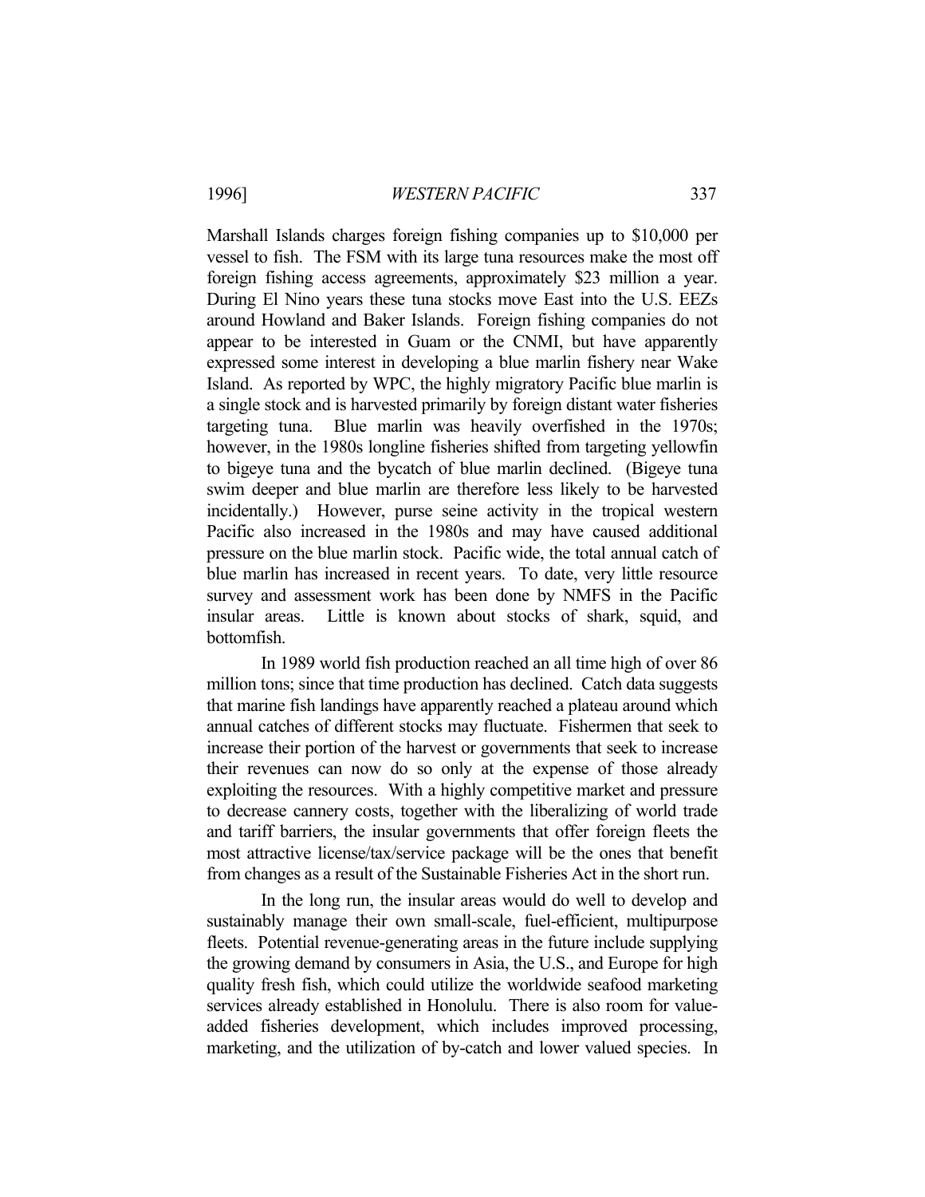Marshall Islands charges foreign fishing companies up to $10,000 per vessel to fish. The FSM with its large tuna resources make the most off foreign fishing access agreements, approximately $23 million a year. During El Nino years these tuna stocks move East into the U.S. EEZs around Howland and Baker Islands. Foreign fishing companies do not appear to be interested in Guam or the CNMI, but have apparently expressed some interest in developing a blue marlin fishery near Wake Island. As reported by WPC, the highly migratory Pacific blue marlin is a single stock and is harvested primarily by foreign distant water fisheries targeting tuna. Blue marlin was heavily overfished in the 1970s; however, in the 1980s longline fisheries shifted from targeting yellowfin to bigeye tuna and the bycatch of blue marlin declined. (Bigeye tuna swim deeper and blue marlin are therefore less likely to be harvested incidentally.) However, purse seine activity in the tropical western Pacific also increased in the 1980s and may have caused additional pressure on the blue marlin stock. Pacific wide, the total annual catch of blue marlin has increased in recent years. To date, very little resource survey and assessment work has been done by NMFS in the Pacific insular areas. Little is known about stocks of shark, squid, and bottomfish.

In 1989 world fish production reached an all time high of over 86 million tons; since that time production has declined. Catch data suggests that marine fish landings have apparently reached a plateau around which annual catches of different stocks may fluctuate. Fishermen that seek to increase their portion of the harvest or governments that seek to increase their revenues can now do so only at the expense of those already exploiting the resources. With a highly competitive market and pressure to decrease cannery costs, together with the liberalizing of world trade and tariff barriers, the insular governments that offer foreign fleets the most attractive license/tax/service package will be the ones that benefit from changes as a result of the Sustainable Fisheries Act in the short run.

In the long run, the insular areas would do well to develop and sustainably manage their own small-scale, fuel-efficient, multipurpose fleets. Potential revenue-generating areas in the future include supplying the growing demand by consumers in Asia, the U.S., and Europe for high quality fresh fish, which could utilize the worldwide seafood marketing services already established in Honolulu. There is also room for value-added fisheries development, which includes improved processing, marketing, and the utilization of by-catch and lower valued species. In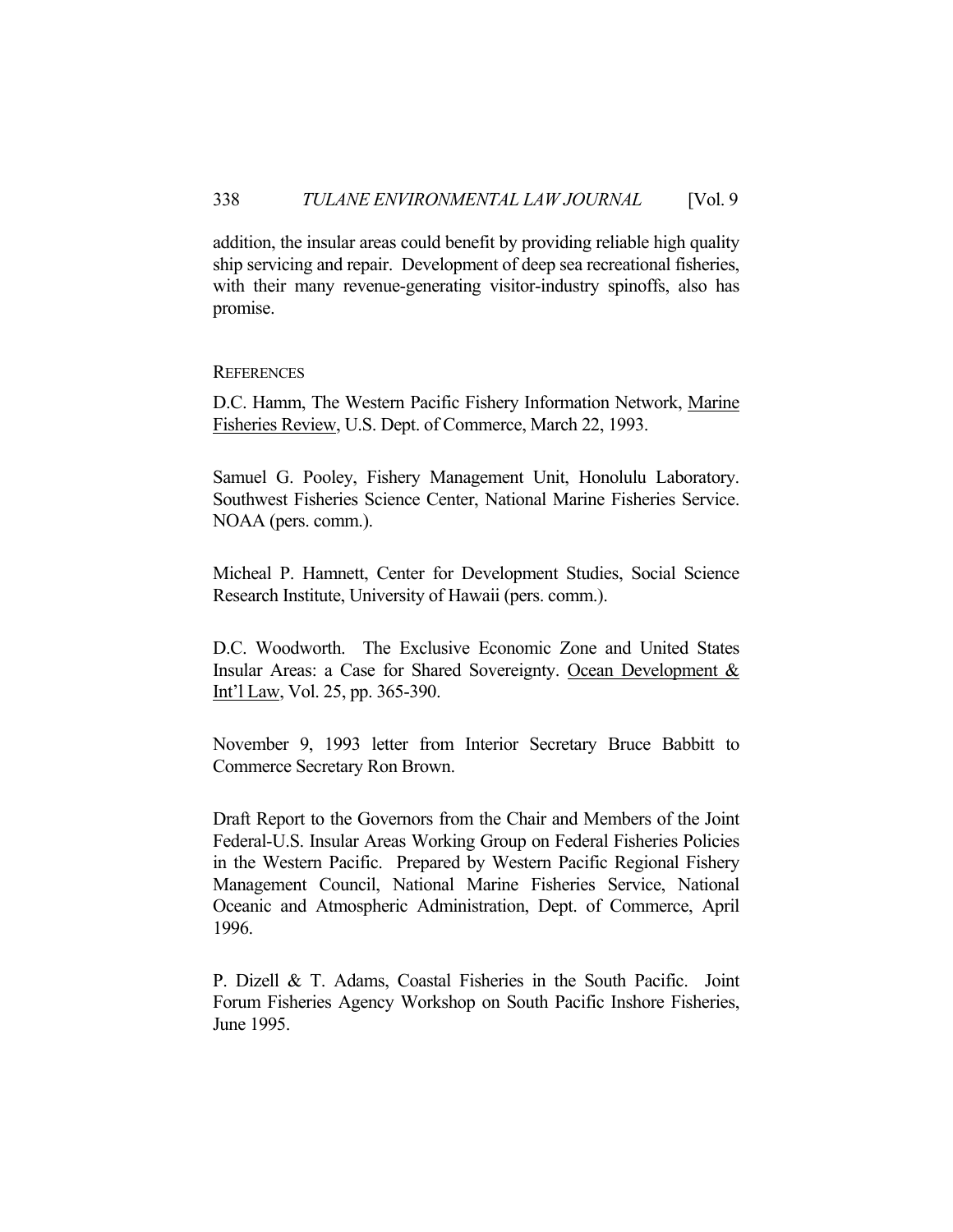addition, the insular areas could benefit by providing reliable high quality ship servicing and repair. Development of deep sea recreational fisheries, with their many revenue-generating visitor-industry spinoffs, also has promise.

## REFERENCES

D.C. Hamm, The Western Pacific Fishery Information Network, Marine Fisheries Review, U.S. Dept. of Commerce, March 22, 1993.

Samuel G. Pooley, Fishery Management Unit, Honolulu Laboratory. Southwest Fisheries Science Center, National Marine Fisheries Service. NOAA (pers. comm.).

Micheal P. Hamnett, Center for Development Studies, Social Science Research Institute, University of Hawaii (pers. comm.).

D.C. Woodworth. The Exclusive Economic Zone and United States Insular Areas: a Case for Shared Sovereignty. Ocean Development & Int'l Law, Vol. 25, pp. 365-390.

November 9, 1993 letter from Interior Secretary Bruce Babbitt to Commerce Secretary Ron Brown.

Draft Report to the Governors from the Chair and Members of the Joint Federal-U.S. Insular Areas Working Group on Federal Fisheries Policies in the Western Pacific. Prepared by Western Pacific Regional Fishery Management Council, National Marine Fisheries Service, National Oceanic and Atmospheric Administration, Dept. of Commerce, April 1996.

P. Dizell & T. Adams, Coastal Fisheries in the South Pacific. Joint Forum Fisheries Agency Workshop on South Pacific Inshore Fisheries, June 1995.